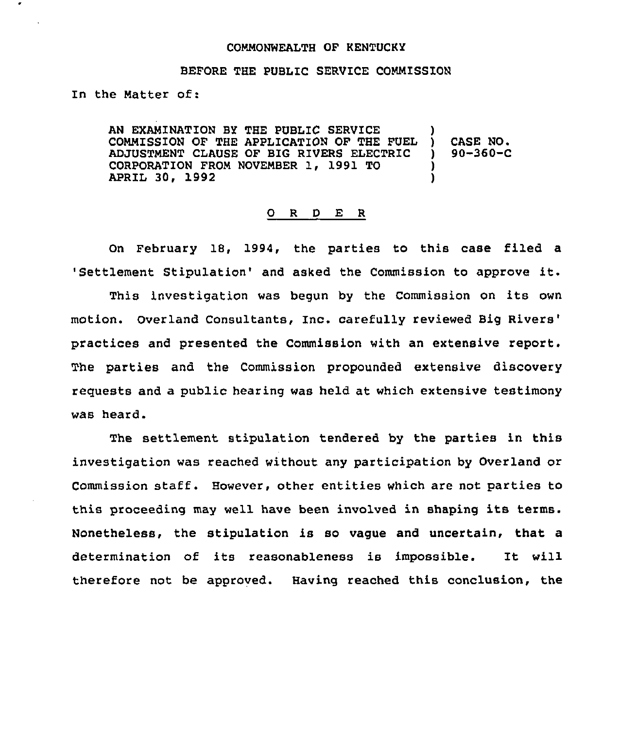COMMONWEALTH OF KENTUCKY

BEFORE THE PUBLIC SERVICE COMMISSION

In the Matter of:

| | | |
|---|---|---|
| AN EXAMINATION BY THE PUBLIC SERVICE COMMISSION OF THE APPLICATION OF THE FUEL ADJUSTMENT CLAUSE OF BIG RIVERS ELECTRIC CORPORATION FROM NOVEMBER 1, 1991 TO APRIL 30, 1992 | ) | CASE NO. 90-360-C |

## O R D E R

On February 18, 1994, the parties to this case filed a 'Settlement Stipulation' and asked the Commission to approve it.

This investigation was begun by the Commission on its own motion. Overland Consultants, Inc. carefully reviewed Big Rivers' practices and presented the Commission with an extensive report. The parties and the Commission propounded extensive discovery requests and a public hearing was held at which extensive testimony was heard.

The settlement stipulation tendered by the parties in this investigation was reached without any participation by Overland or Commission staff. However, other entities which are not parties to this proceeding may well have been involved in shaping its terms. Nonetheless, the stipulation is so vague and uncertain, that a determination of its reasonableness is impossible. It will therefore not be approved. Having reached this conclusion, the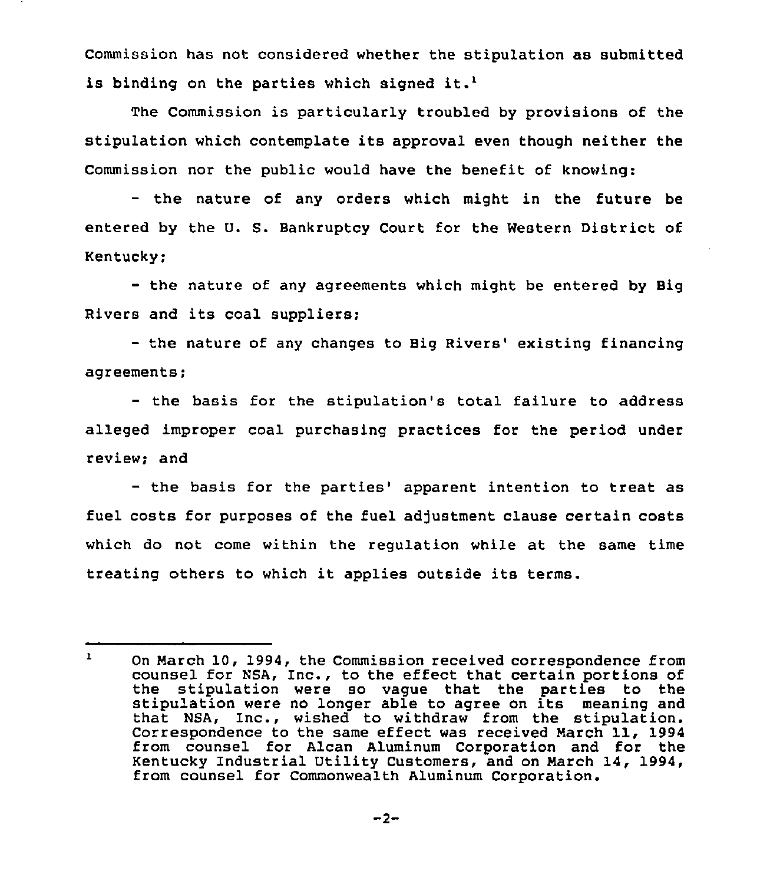Commission has not considered whether the stipulation as submitted is binding on the parties which signed it.[1]

The Commission is particularly troubled by provisions of the stipulation which contemplate its approval even though neither the Commission nor the public would have the benefit of knowing:

- the nature of any orders which might in the future be entered by the U. S. Bankruptcy Court for the Western District of Kentucky;
- the nature of any agreements which might be entered by Big Rivers and its coal suppliers;
- the nature of any changes to Big Rivers' existing financing agreements;
- the basis for the stipulation's total failure to address alleged improper coal purchasing practices for the period under review; and
- the basis for the parties' apparent intention to treat as fuel costs for purposes of the fuel adjustment clause certain costs which do not come within the regulation while at the same time treating others to which it applies outside its terms.

---

[1] On March 10, 1994, the Commission received correspondence from counsel for NSA, Inc., to the effect that certain portions of the stipulation were so vague that the parties to the stipulation were no longer able to agree on its meaning and that NSA, Inc., wished to withdraw from the stipulation. Correspondence to the same effect was received March 11, 1994 from counsel for Alcan Aluminum Corporation and for the Kentucky Industrial Utility Customers, and on March 14, 1994, from counsel for Commonwealth Aluminum Corporation.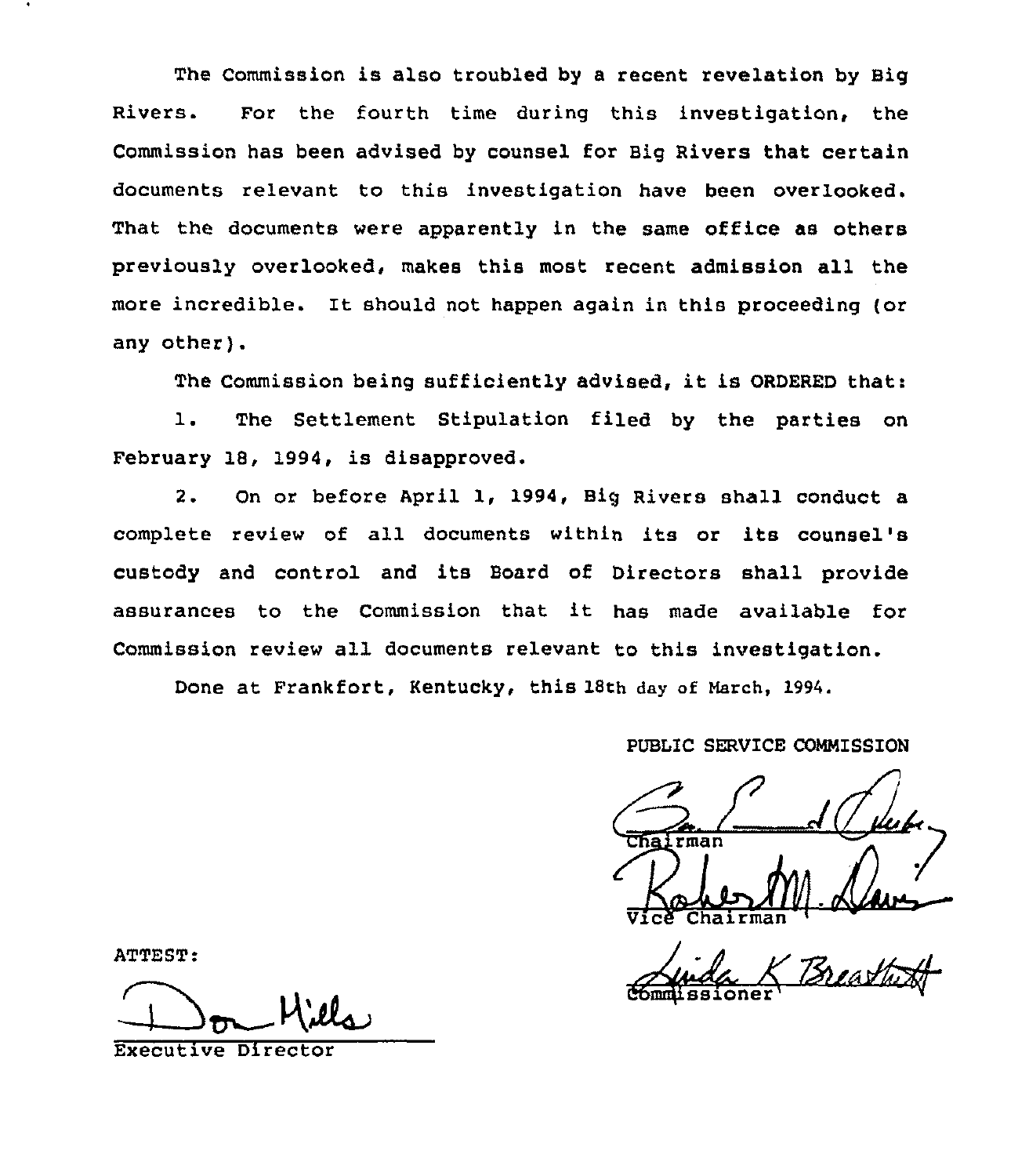The Commission is also troubled by a recent revelation by Big Rivers. For the fourth time during this investigation, the Commission has been advised by counsel for Big Rivers that certain documents relevant to this investigation have been overlooked. That the documents were apparently in the same office as others previously overlooked, makes this most recent admission all the more incredible. It should not happen again in this proceeding (or any other).

The Commission being sufficiently advised, it is ORDERED that:

1. The Settlement Stipulation filed by the parties on February 18, 1994, is disapproved.

2. On or before April 1, 1994, Big Rivers shall conduct a complete review of all documents within its or its counsel's custody and control and its Board of Directors shall provide assurances to the Commission that it has made available for Commission review all documents relevant to this investigation.

Done at Frankfort, Kentucky, this 18th day of March, 1994.

PUBLIC SERVICE COMMISSION

Chairman

Vice Chairman

Commissioner

ATTEST:

Executive Director